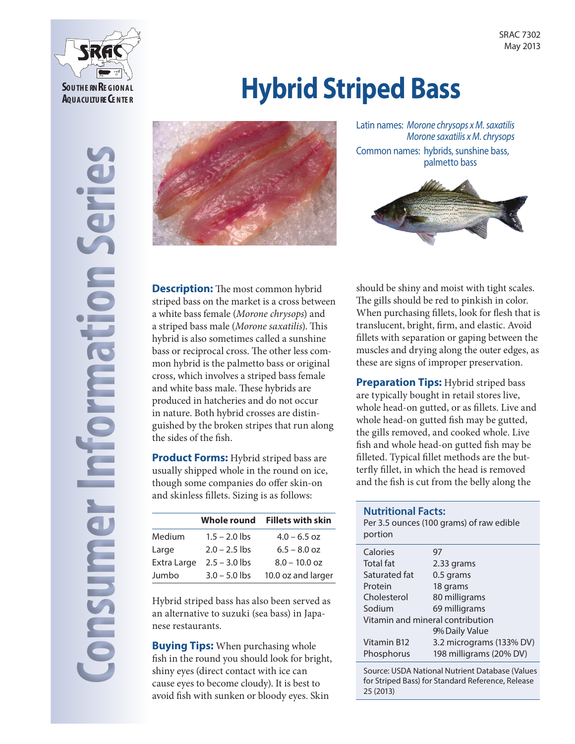SRAC 7302
May 2013

Southern Regional Aquaculture Center

Consumer Information Series

# Hybrid Striped Bass

Latin names: *Morone chrysops x M. saxatilis*
*Morone saxatilis x M. chrysops*

Common names: hybrids, sunshine bass, palmetto bass

**Description:** The most common hybrid striped bass on the market is a cross between a white bass female (*Morone chrysops*) and a striped bass male (*Morone saxatilis*). This hybrid is also sometimes called a sunshine bass or reciprocal cross. The other less common hybrid is the palmetto bass or original cross, which involves a striped bass female and white bass male. These hybrids are produced in hatcheries and do not occur in nature. Both hybrid crosses are distinguished by the broken stripes that run along the sides of the fish.

**Product Forms:** Hybrid striped bass are usually shipped whole in the round on ice, though some companies do offer skin-on and skinless fillets. Sizing is as follows:

| | Whole round | Fillets with skin |
|---|---|---|
| Medium | 1.5 – 2.0 lbs | 4.0 – 6.5 oz |
| Large | 2.0 – 2.5 lbs | 6.5 – 8.0 oz |
| Extra Large | 2.5 – 3.0 lbs | 8.0 – 10.0 oz |
| Jumbo | 3.0 – 5.0 lbs | 10.0 oz and larger |

Hybrid striped bass has also been served as an alternative to suzuki (sea bass) in Japanese restaurants.

**Buying Tips:** When purchasing whole fish in the round you should look for bright, shiny eyes (direct contact with ice can cause eyes to become cloudy). It is best to avoid fish with sunken or bloody eyes. Skin should be shiny and moist with tight scales. The gills should be red to pinkish in color. When purchasing fillets, look for flesh that is translucent, bright, firm, and elastic. Avoid fillets with separation or gaping between the muscles and drying along the outer edges, as these are signs of improper preservation.

**Preparation Tips:** Hybrid striped bass are typically bought in retail stores live, whole head-on gutted, or as fillets. Live and whole head-on gutted fish may be gutted, the gills removed, and cooked whole. Live fish and whole head-on gutted fish may be filleted. Typical fillet methods are the butterfly fillet, in which the head is removed and the fish is cut from the belly along the

**Nutritional Facts:**
Per 3.5 ounces (100 grams) of raw edible portion

| | |
|---|---|
| Calories | 97 |
| Total fat | 2.33 grams |
| Saturated fat | 0.5 grams |
| Protein | 18 grams |
| Cholesterol | 80 milligrams |
| Sodium | 69 milligrams |
| Vitamin and mineral contribution | |
| | % Daily Value |
| Vitamin B12 | 3.2 micrograms (133% DV) |
| Phosphorus | 198 milligrams (20% DV) |

Source: USDA National Nutrient Database (Values for Striped Bass) for Standard Reference, Release 25 (2013)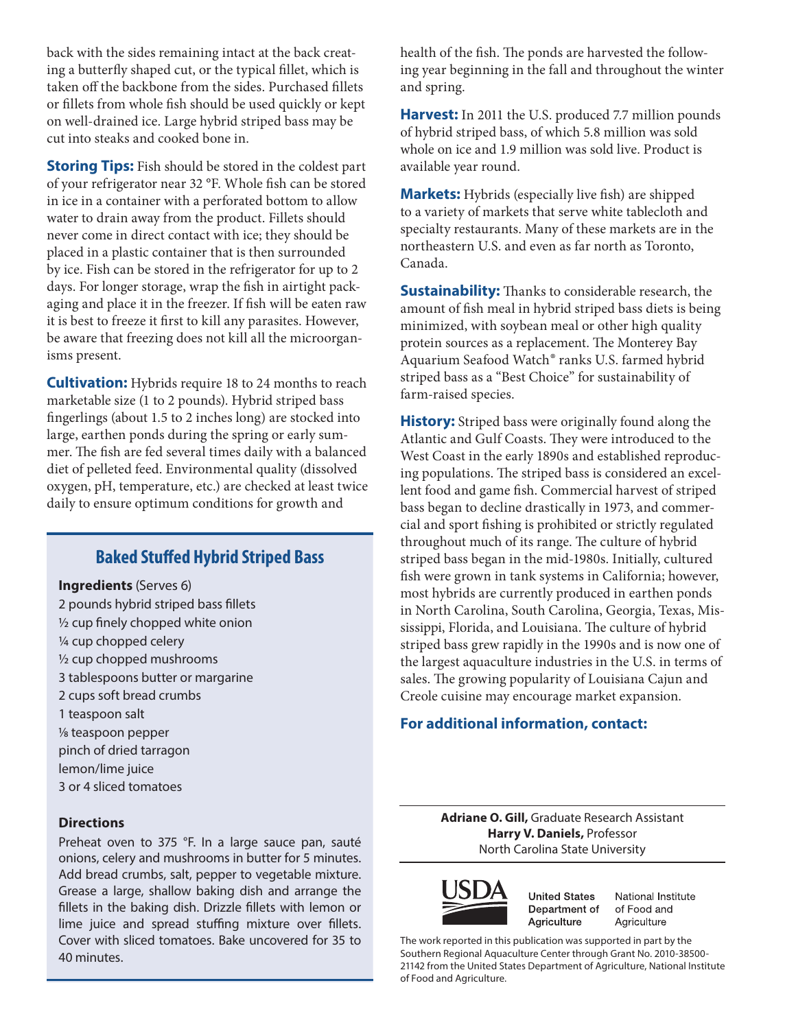back with the sides remaining intact at the back creating a butterfly shaped cut, or the typical fillet, which is taken off the backbone from the sides. Purchased fillets or fillets from whole fish should be used quickly or kept on well-drained ice. Large hybrid striped bass may be cut into steaks and cooked bone in.

**Storing Tips:** Fish should be stored in the coldest part of your refrigerator near 32 °F. Whole fish can be stored in ice in a container with a perforated bottom to allow water to drain away from the product. Fillets should never come in direct contact with ice; they should be placed in a plastic container that is then surrounded by ice. Fish can be stored in the refrigerator for up to 2 days. For longer storage, wrap the fish in airtight packaging and place it in the freezer. If fish will be eaten raw it is best to freeze it first to kill any parasites. However, be aware that freezing does not kill all the microorganisms present.

**Cultivation:** Hybrids require 18 to 24 months to reach marketable size (1 to 2 pounds). Hybrid striped bass fingerlings (about 1.5 to 2 inches long) are stocked into large, earthen ponds during the spring or early summer. The fish are fed several times daily with a balanced diet of pelleted feed. Environmental quality (dissolved oxygen, pH, temperature, etc.) are checked at least twice daily to ensure optimum conditions for growth and health of the fish. The ponds are harvested the following year beginning in the fall and throughout the winter and spring.

## Baked Stuffed Hybrid Striped Bass

**Ingredients** (Serves 6)

2 pounds hybrid striped bass fillets
½ cup finely chopped white onion
¼ cup chopped celery
½ cup chopped mushrooms
3 tablespoons butter or margarine
2 cups soft bread crumbs
1 teaspoon salt
⅛ teaspoon pepper
pinch of dried tarragon
lemon/lime juice
3 or 4 sliced tomatoes

**Directions**

Preheat oven to 375 °F. In a large sauce pan, sauté onions, celery and mushrooms in butter for 5 minutes. Add bread crumbs, salt, pepper to vegetable mixture. Grease a large, shallow baking dish and arrange the fillets in the baking dish. Drizzle fillets with lemon or lime juice and spread stuffing mixture over fillets. Cover with sliced tomatoes. Bake uncovered for 35 to 40 minutes.

**Harvest:** In 2011 the U.S. produced 7.7 million pounds of hybrid striped bass, of which 5.8 million was sold whole on ice and 1.9 million was sold live. Product is available year round.

**Markets:** Hybrids (especially live fish) are shipped to a variety of markets that serve white tablecloth and specialty restaurants. Many of these markets are in the northeastern U.S. and even as far north as Toronto, Canada.

**Sustainability:** Thanks to considerable research, the amount of fish meal in hybrid striped bass diets is being minimized, with soybean meal or other high quality protein sources as a replacement. The Monterey Bay Aquarium Seafood Watch® ranks U.S. farmed hybrid striped bass as a "Best Choice" for sustainability of farm-raised species.

**History:** Striped bass were originally found along the Atlantic and Gulf Coasts. They were introduced to the West Coast in the early 1890s and established reproducing populations. The striped bass is considered an excellent food and game fish. Commercial harvest of striped bass began to decline drastically in 1973, and commercial and sport fishing is prohibited or strictly regulated throughout much of its range. The culture of hybrid striped bass began in the mid-1980s. Initially, cultured fish were grown in tank systems in California; however, most hybrids are currently produced in earthen ponds in North Carolina, South Carolina, Georgia, Texas, Mississippi, Florida, and Louisiana. The culture of hybrid striped bass grew rapidly in the 1990s and is now one of the largest aquaculture industries in the U.S. in terms of sales. The growing popularity of Louisiana Cajun and Creole cuisine may encourage market expansion.

**For additional information, contact:**

**Adriane O. Gill,** Graduate Research Assistant
**Harry V. Daniels,** Professor
North Carolina State University

USDA United States Department of Agriculture — National Institute of Food and Agriculture

The work reported in this publication was supported in part by the Southern Regional Aquaculture Center through Grant No. 2010-38500-21142 from the United States Department of Agriculture, National Institute of Food and Agriculture.